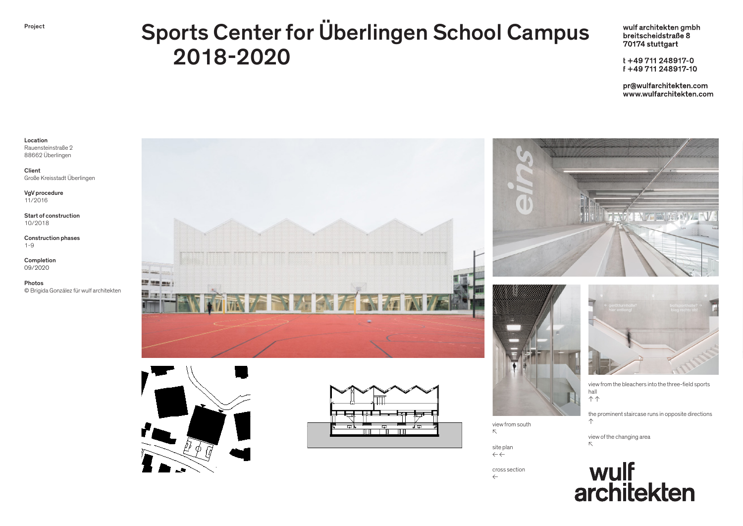Project

# Sports Center for Überlingen School Campus 2018-2020

**wulf architekten gmbh**
**breitscheidstraße 8**
**70174 stuttgart**

**t +49 711 248917-0**
**f +49 711 248917-10**

**pr@wulfarchitekten.com**
**www.wulfarchitekten.com**

**Location**
Rauensteinstraße 2
88662 Überlingen

**Client**
Große Kreisstadt Überlingen

**VgV procedure**
11/2016

**Start of construction**
10/2018

**Construction phases**
1-9

**Completion**
09/2020

**Photos**
© Brigida González für wulf architekten

view from south
↖

site plan
←←

cross section
←

view from the bleachers into the three-field sports hall
↑↑

the prominent staircase runs in opposite directions
↑

view of the changing area
↖

wulf architekten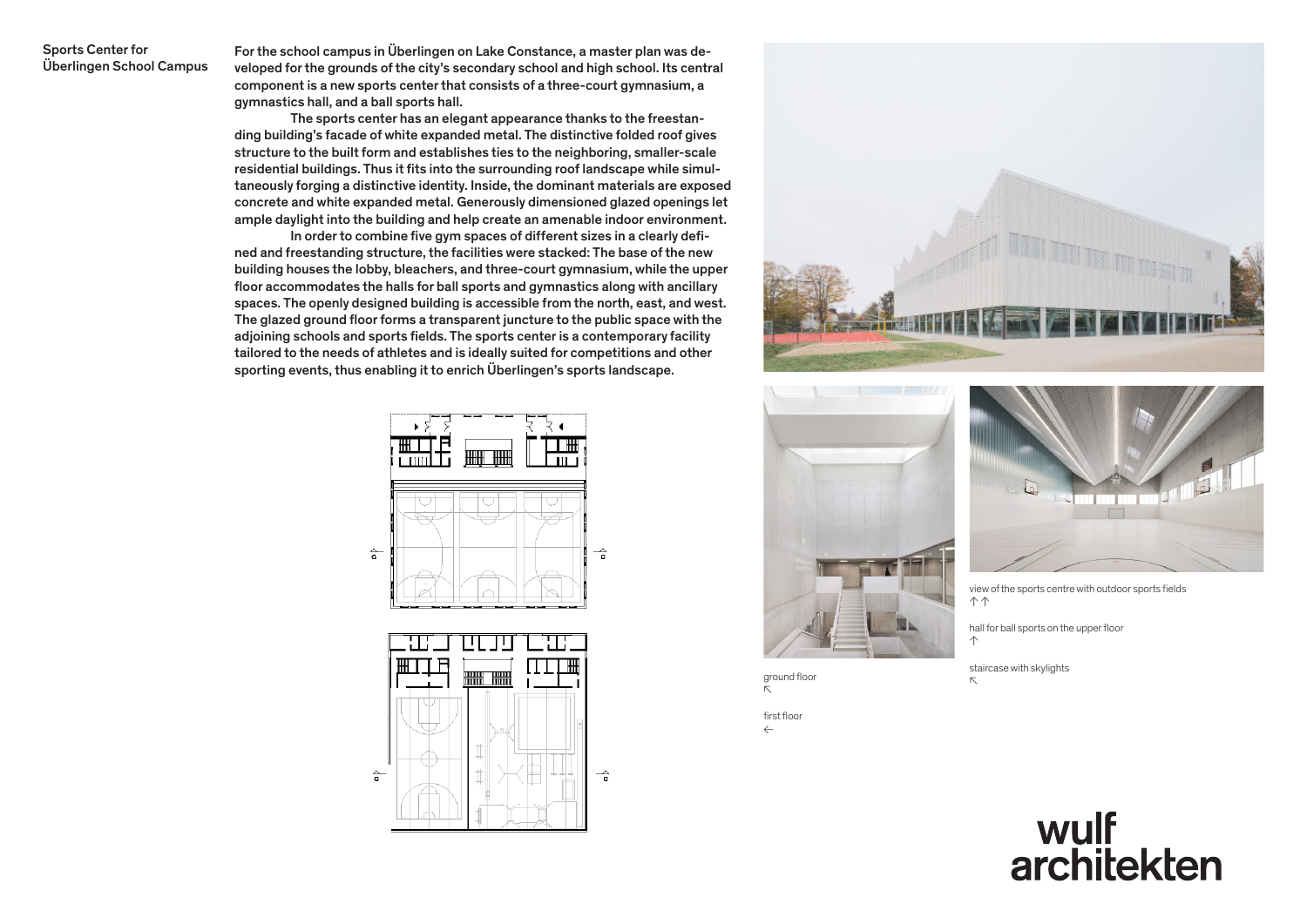Sports Center for Überlingen School Campus

For the school campus in Überlingen on Lake Constance, a master plan was developed for the grounds of the city's secondary school and high school. Its central component is a new sports center that consists of a three-court gymnasium, a gymnastics hall, and a ball sports hall.

The sports center has an elegant appearance thanks to the freestanding building's facade of white expanded metal. The distinctive folded roof gives structure to the built form and establishes ties to the neighboring, smaller-scale residential buildings. Thus it fits into the surrounding roof landscape while simultaneously forging a distinctive identity. Inside, the dominant materials are exposed concrete and white expanded metal. Generously dimensioned glazed openings let ample daylight into the building and help create an amenable indoor environment.

In order to combine five gym spaces of different sizes in a clearly defined and freestanding structure, the facilities were stacked: The base of the new building houses the lobby, bleachers, and three-court gymnasium, while the upper floor accommodates the halls for ball sports and gymnastics along with ancillary spaces. The openly designed building is accessible from the north, east, and west. The glazed ground floor forms a transparent juncture to the public space with the adjoining schools and sports fields. The sports center is a contemporary facility tailored to the needs of athletes and is ideally suited for competitions and other sporting events, thus enabling it to enrich Überlingen's sports landscape.

view of the sports centre with outdoor sports fields ↑↑

hall for ball sports on the upper floor ↑

staircase with skylights ↖

ground floor ↖

first floor ←

wulf architekten